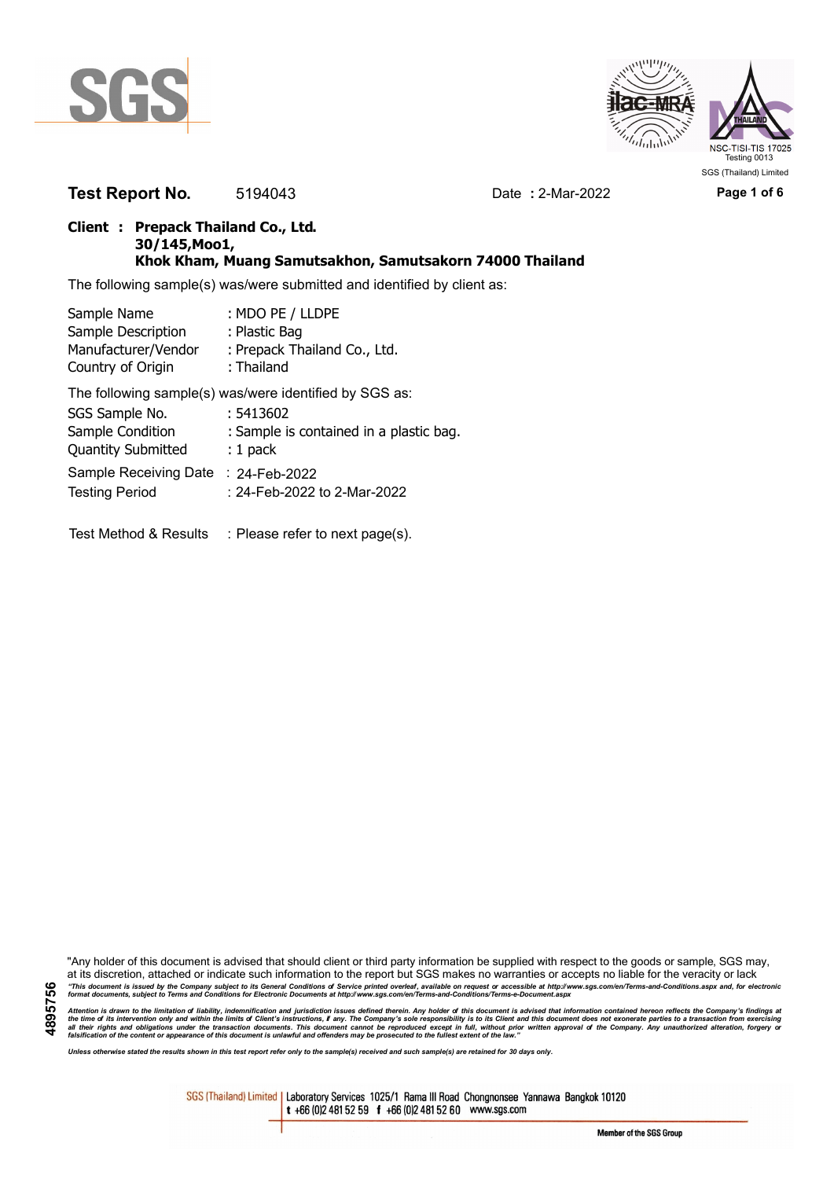**Test Report No.** 5194043 Date **:** 2-Mar-2022

**Client : Prepack Thailand Co., Ltd.**
**30/145,Moo1,**
**Khok Kham, Muang Samutsakhon, Samutsakorn 74000 Thailand**

The following sample(s) was/were submitted and identified by client as:

| | |
|---|---|
| Sample Name | : MDO PE / LLDPE |
| Sample Description | : Plastic Bag |
| Manufacturer/Vendor | : Prepack Thailand Co., Ltd. |
| Country of Origin | : Thailand |

The following sample(s) was/were identified by SGS as:

| | |
|---|---|
| SGS Sample No. | : 5413602 |
| Sample Condition | : Sample is contained in a plastic bag. |
| Quantity Submitted | : 1 pack |
| Sample Receiving Date | : 24-Feb-2022 |
| Testing Period | : 24-Feb-2022 to 2-Mar-2022 |

Test Method & Results : Please refer to next page(s).

"Any holder of this document is advised that should client or third party information be supplied with respect to the goods or sample, SGS may, at its discretion, attached or indicate such information to the report but SGS makes no warranties or accepts no liable for the veracity or lack

*"This document is issued by the Company subject to its General Conditions of Service printed overleaf, available on request or accessible at http://www.sgs.com/en/Terms-and-Conditions.aspx and, for electronic format documents, subject to Terms and Conditions for Electronic Documents at http://www.sgs.com/en/Terms-and-Conditions/Terms-e-Document.aspx*

*Attention is drawn to the limitation of liability, indemnification and jurisdiction issues defined therein. Any holder of this document is advised that information contained hereon reflects the Company's findings at the time of its intervention only and within the limits of Client's instructions, if any. The Company's sole responsibility is to its Client and this document does not exonerate parties to a transaction from exercising all their rights and obligations under the transaction documents. This document cannot be reproduced except in full, without prior written approval of the Company. Any unauthorized alteration, forgery or falsification of the content or appearance of this document is unlawful and offenders may be prosecuted to the fullest extent of the law."*

*Unless otherwise stated the results shown in this test report refer only to the sample(s) received and such sample(s) are retained for 30 days only.*

SGS (Thailand) Limited | Laboratory Services 1025/1 Rama III Road Chongnonsee Yannawa Bangkok 10120
t +66 (0)2 481 52 59 f +66 (0)2 481 52 60 www.sgs.com

Member of the SGS Group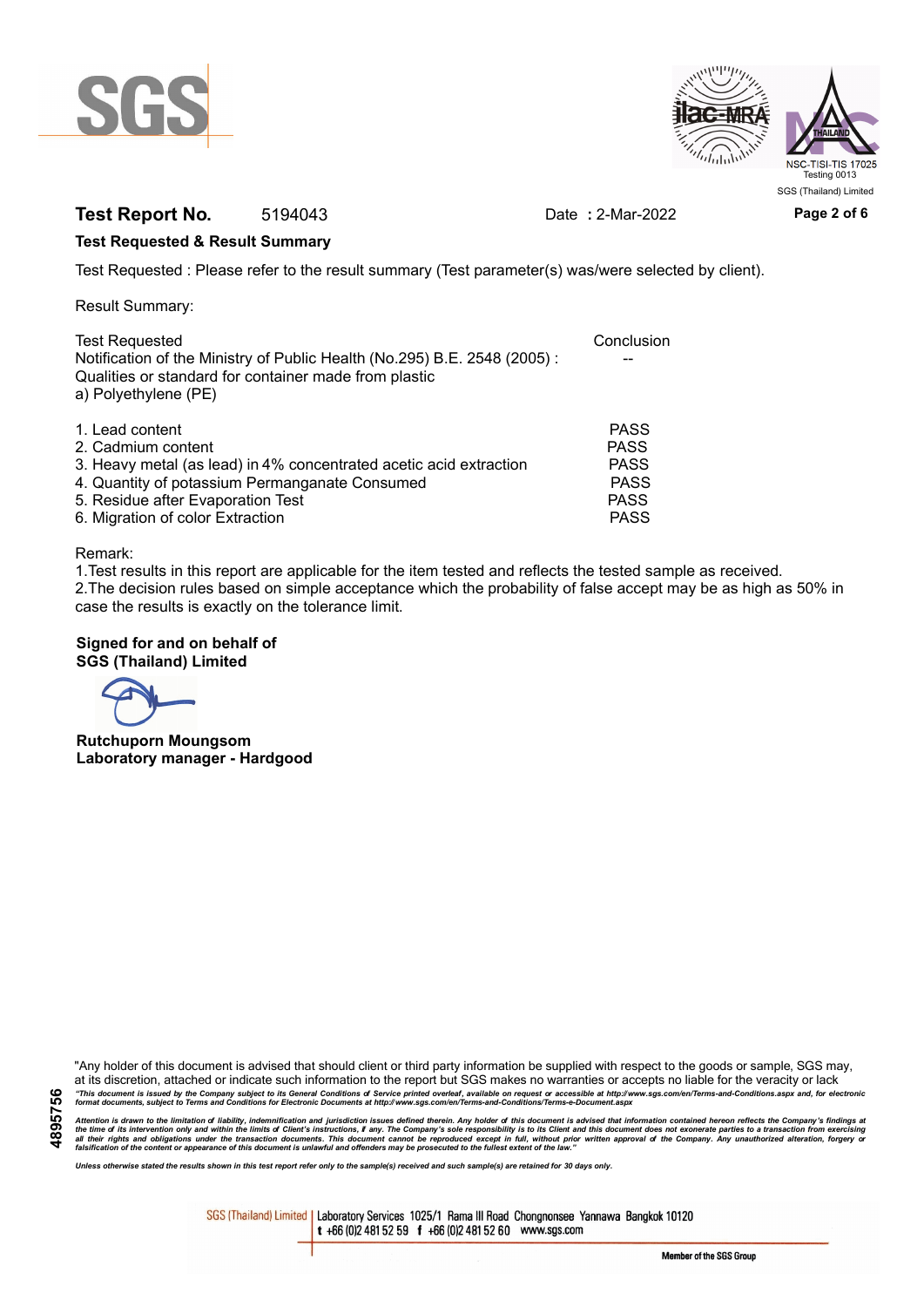**Test Report No.** 5194043 Date : 2-Mar-2022

**Test Requested & Result Summary**

Test Requested : Please refer to the result summary (Test parameter(s) was/were selected by client).

Result Summary:

| Test Requested | Conclusion |
|---|---|
| Notification of the Ministry of Public Health (No.295) B.E. 2548 (2005) : Qualities or standard for container made from plastic<br>a) Polyethylene (PE) | -- |
| 1. Lead content | PASS |
| 2. Cadmium content | PASS |
| 3. Heavy metal (as lead) in 4% concentrated acetic acid extraction | PASS |
| 4. Quantity of potassium Permanganate Consumed | PASS |
| 5. Residue after Evaporation Test | PASS |
| 6. Migration of color Extraction | PASS |

Remark:

1.Test results in this report are applicable for the item tested and reflects the tested sample as received.

2.The decision rules based on simple acceptance which the probability of false accept may be as high as 50% in case the results is exactly on the tolerance limit.

**Signed for and on behalf of**
**SGS (Thailand) Limited**

**Rutchuporn Moungsom**
**Laboratory manager - Hardgood**

"Any holder of this document is advised that should client or third party information be supplied with respect to the goods or sample, SGS may, at its discretion, attached or indicate such information to the report but SGS makes no warranties or accepts no liable for the veracity or lack

*"This document is issued by the Company subject to its General Conditions of Service printed overleaf, available on request or accessible at http://www.sgs.com/en/Terms-and-Conditions.aspx and, for electronic format documents, subject to Terms and Conditions for Electronic Documents at http://www.sgs.com/en/Terms-and-Conditions/Terms-e-Document.aspx*

*Attention is drawn to the limitation of liability, indemnification and jurisdiction issues defined therein. Any holder of this document is advised that information contained hereon reflects the Company's findings at the time of its intervention only and within the limits of Client's instructions, if any. The Company's sole responsibility is to its Client and this document does not exonerate parties to a transaction from exercising all their rights and obligations under the transaction documents. This document cannot be reproduced except in full, without prior written approval of the Company. Any unauthorized alteration, forgery or falsification of the content or appearance of this document is unlawful and offenders may be prosecuted to the fullest extent of the law."*

*Unless otherwise stated the results shown in this test report refer only to the sample(s) received and such sample(s) are retained for 30 days only.*

4895756

SGS (Thailand) Limited | Laboratory Services 1025/1 Rama III Road Chongnonsee Yannawa Bangkok 10120
t +66 (0)2 481 52 59 f +66 (0)2 481 52 60 www.sgs.com

Member of the SGS Group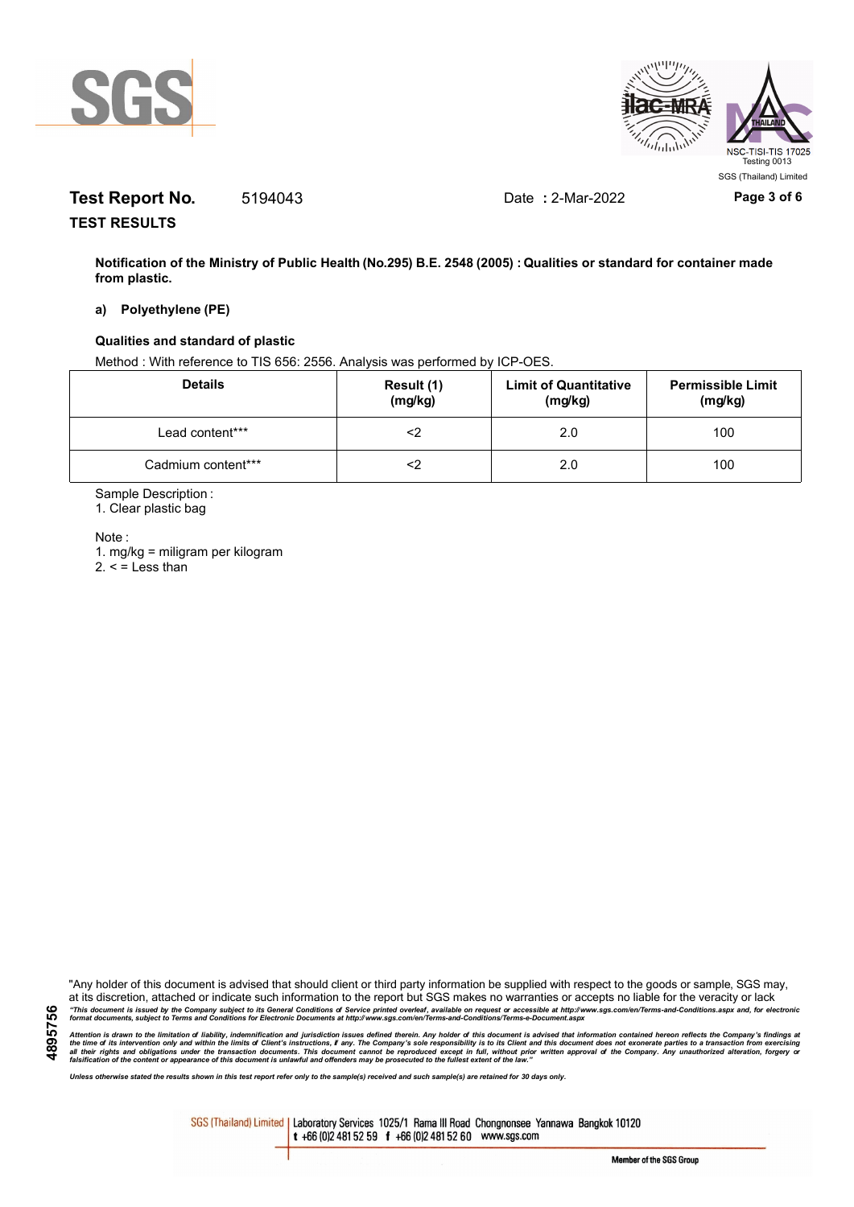**Test Report No.** 5194043 Date **:** 2-Mar-2022

**TEST RESULTS**

**Notification of the Ministry of Public Health (No.295) B.E. 2548 (2005) : Qualities or standard for container made from plastic.**

**a) Polyethylene (PE)**

**Qualities and standard of plastic**

Method : With reference to TIS 656: 2556. Analysis was performed by ICP-OES.

| Details | Result (1) (mg/kg) | Limit of Quantitative (mg/kg) | Permissible Limit (mg/kg) |
|---|---|---|---|
| Lead content*** | <2 | 2.0 | 100 |
| Cadmium content*** | <2 | 2.0 | 100 |

Sample Description :

1. Clear plastic bag

Note :

1. mg/kg = miligram per kilogram
2. < = Less than

"Any holder of this document is advised that should client or third party information be supplied with respect to the goods or sample, SGS may, at its discretion, attached or indicate such information to the report but SGS makes no warranties or accepts no liable for the veracity or lack

*"This document is issued by the Company subject to its General Conditions of Service printed overleaf, available on request or accessible at http://www.sgs.com/en/Terms-and-Conditions.aspx and, for electronic format documents, subject to Terms and Conditions for Electronic Documents at http://www.sgs.com/en/Terms-and-Conditions/Terms-e-Document.aspx*

*Attention is drawn to the limitation of liability, indemnification and jurisdiction issues defined therein. Any holder of this document is advised that information contained hereon reflects the Company's findings at the time of its intervention only and within the limits of Client's instructions, if any. The Company's sole responsibility is to its Client and this document does not exonerate parties to a transaction from exercising all their rights and obligations under the transaction documents. This document cannot be reproduced except in full, without prior written approval of the Company. Any unauthorized alteration, forgery or falsification of the content or appearance of this document is unlawful and offenders may be prosecuted to the fullest extent of the law."*

*Unless otherwise stated the results shown in this test report refer only to the sample(s) received and such sample(s) are retained for 30 days only.*

4895756

SGS (Thailand) Limited | Laboratory Services 1025/1 Rama III Road Chongnonsee Yannawa Bangkok 10120
t +66 (0)2 481 52 59 f +66 (0)2 481 52 60 www.sgs.com

Member of the SGS Group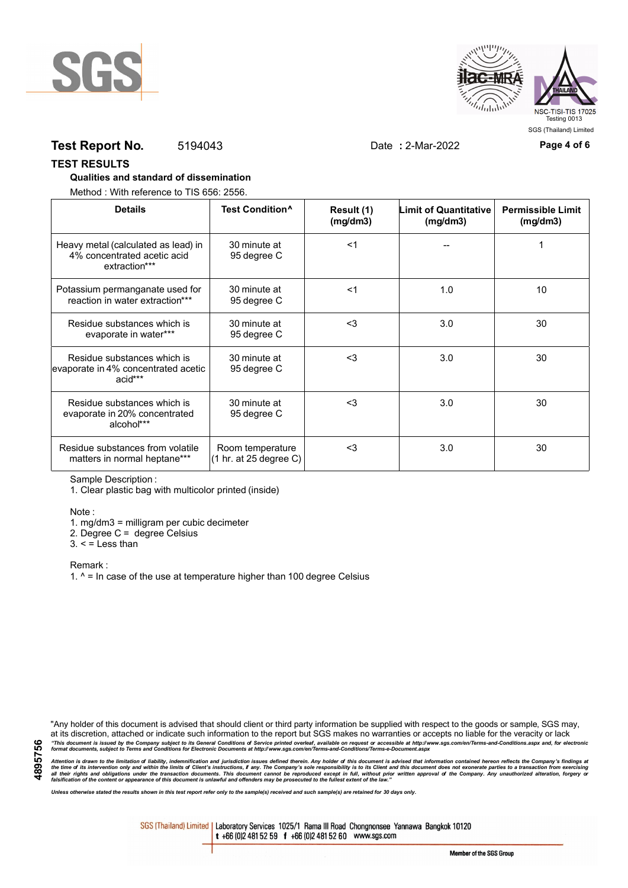**Test Report No.** 5194043 Date **:** 2-Mar-2022

## TEST RESULTS

### Qualities and standard of dissemination

Method : With reference to TIS 656: 2556.

| Details | Test Condition^ | Result (1) (mg/dm3) | Limit of Quantitative (mg/dm3) | Permissible Limit (mg/dm3) |
|---|---|---|---|---|
| Heavy metal (calculated as lead) in 4% concentrated acetic acid extraction*** | 30 minute at 95 degree C | <1 | -- | 1 |
| Potassium permanganate used for reaction in water extraction*** | 30 minute at 95 degree C | <1 | 1.0 | 10 |
| Residue substances which is evaporate in water*** | 30 minute at 95 degree C | <3 | 3.0 | 30 |
| Residue substances which is evaporate in 4% concentrated acetic acid*** | 30 minute at 95 degree C | <3 | 3.0 | 30 |
| Residue substances which is evaporate in 20% concentrated alcohol*** | 30 minute at 95 degree C | <3 | 3.0 | 30 |
| Residue substances from volatile matters in normal heptane*** | Room temperature (1 hr. at 25 degree C) | <3 | 3.0 | 30 |

Sample Description :

1. Clear plastic bag with multicolor printed (inside)

Note :

1. mg/dm3 = milligram per cubic decimeter
2. Degree C = degree Celsius
3. < = Less than

Remark :

1. ^ = In case of the use at temperature higher than 100 degree Celsius

"Any holder of this document is advised that should client or third party information be supplied with respect to the goods or sample, SGS may, at its discretion, attached or indicate such information to the report but SGS makes no warranties or accepts no liable for the veracity or lack

*"This document is issued by the Company subject to its General Conditions of Service printed overleaf, available on request or accessible at http://www.sgs.com/en/Terms-and-Conditions.aspx and, for electronic format documents, subject to Terms and Conditions for Electronic Documents at http://www.sgs.com/en/Terms-and-Conditions/Terms-e-Document.aspx*

*Attention is drawn to the limitation of liability, indemnification and jurisdiction issues defined therein. Any holder of this document is advised that information contained hereon reflects the Company's findings at the time of its intervention only and within the limits of Client's instructions, if any. The Company's sole responsibility is to its Client and this document does not exonerate parties to a transaction from exercising all their rights and obligations under the transaction documents. This document cannot be reproduced except in full, without prior written approval of the Company. Any unauthorized alteration, forgery or falsification of the content or appearance of this document is unlawful and offenders may be prosecuted to the fullest extent of the law."*

*Unless otherwise stated the results shown in this test report refer only to the sample(s) received and such sample(s) are retained for 30 days only.*

SGS (Thailand) Limited | Laboratory Services 1025/1 Rama III Road Chongnonsee Yannawa Bangkok 10120 t +66 (0)2 481 52 59 f +66 (0)2 481 52 60 www.sgs.com

Member of the SGS Group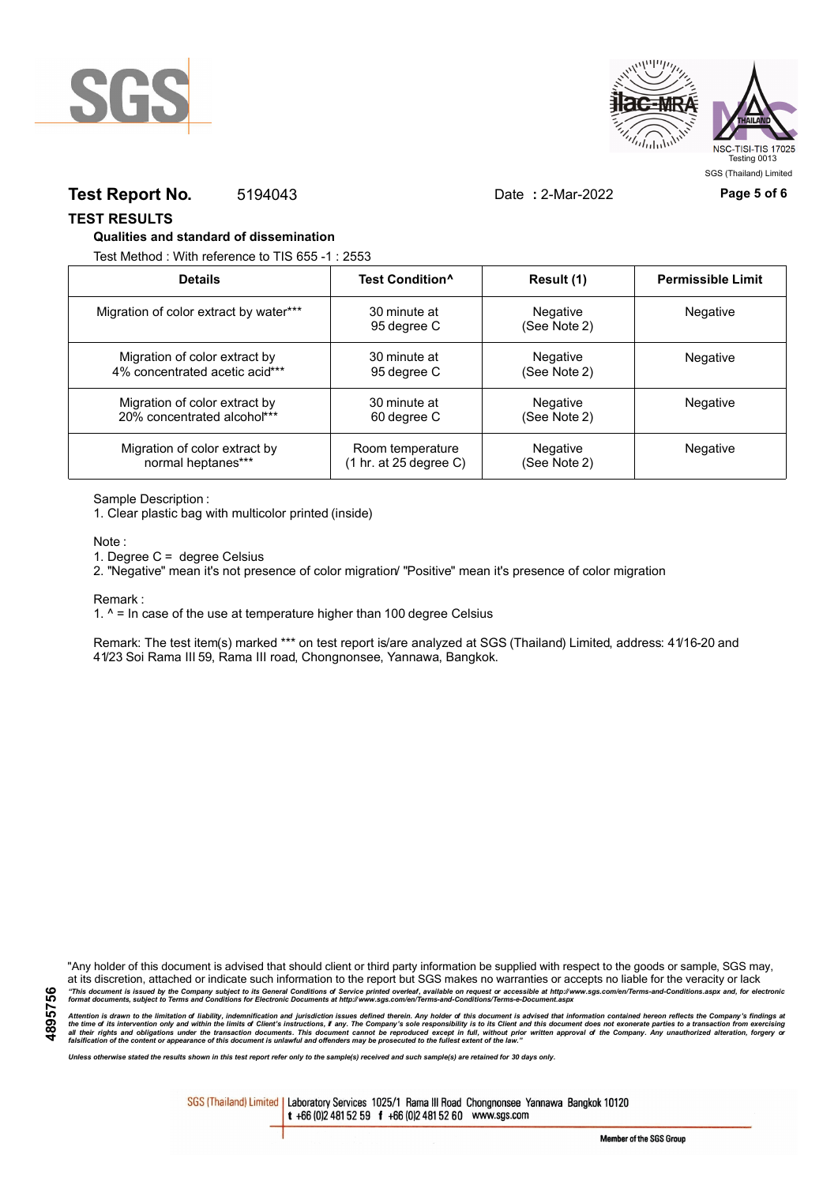**Test Report No.** 5194043 Date : 2-Mar-2022

## TEST RESULTS

### Qualities and standard of dissemination

Test Method : With reference to TIS 655 -1 : 2553

| Details | Test Condition^ | Result (1) | Permissible Limit |
|---|---|---|---|
| Migration of color extract by water*** | 30 minute at 95 degree C | Negative (See Note 2) | Negative |
| Migration of color extract by 4% concentrated acetic acid*** | 30 minute at 95 degree C | Negative (See Note 2) | Negative |
| Migration of color extract by 20% concentrated alcohol*** | 30 minute at 60 degree C | Negative (See Note 2) | Negative |
| Migration of color extract by normal heptanes*** | Room temperature (1 hr. at 25 degree C) | Negative (See Note 2) | Negative |

Sample Description :

1. Clear plastic bag with multicolor printed (inside)

Note :

1. Degree C = degree Celsius
2. "Negative" mean it's not presence of color migration/ "Positive" mean it's presence of color migration

Remark :

1. ^ = In case of the use at temperature higher than 100 degree Celsius

Remark: The test item(s) marked *** on test report is/are analyzed at SGS (Thailand) Limited, address: 41/16-20 and 41/23 Soi Rama III 59, Rama III road, Chongnonsee, Yannawa, Bangkok.

"Any holder of this document is advised that should client or third party information be supplied with respect to the goods or sample, SGS may, at its discretion, attached or indicate such information to the report but SGS makes no warranties or accepts no liable for the veracity or lack

*"This document is issued by the Company subject to its General Conditions of Service printed overleaf, available on request or accessible at http://www.sgs.com/en/Terms-and-Conditions.aspx and, for electronic format documents, subject to Terms and Conditions for Electronic Documents at http://www.sgs.com/en/Terms-and-Conditions/Terms-e-Document.aspx*

*Attention is drawn to the limitation of liability, indemnification and jurisdiction issues defined therein. Any holder of this document is advised that information contained hereon reflects the Company's findings at the time of its intervention only and within the limits of Client's instructions, if any. The Company's sole responsibility is to its Client and this document does not exonerate parties to a transaction from exercising all their rights and obligations under the transaction documents. This document cannot be reproduced except in full, without prior written approval of the Company. Any unauthorized alteration, forgery or falsification of the content or appearance of this document is unlawful and offenders may be prosecuted to the fullest extent of the law."*

*Unless otherwise stated the results shown in this test report refer only to the sample(s) received and such sample(s) are retained for 30 days only.*

4895756

SGS (Thailand) Limited | Laboratory Services 1025/1 Rama III Road Chongnonsee Yannawa Bangkok 10120
t +66 (0)2 481 52 59 f +66 (0)2 481 52 60 www.sgs.com

Member of the SGS Group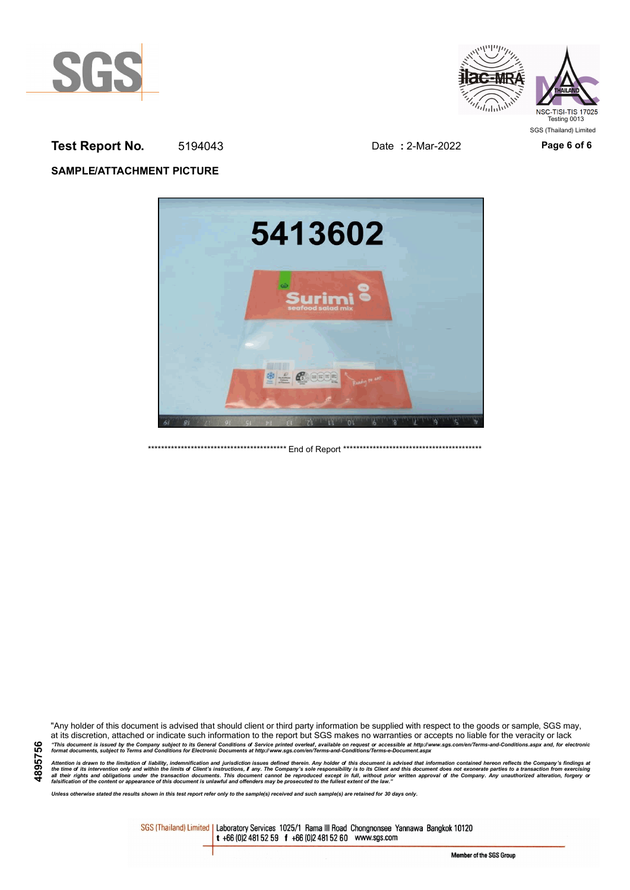**Test Report No.** 5194043 Date **:** 2-Mar-2022

**SAMPLE/ATTACHMENT PICTURE**

\*\*\*\*\*\*\*\*\*\*\*\*\*\*\*\*\*\*\*\*\*\*\*\*\*\*\*\*\*\*\*\*\*\*\*\*\*\*\*\*\*\*\*\* End of Report \*\*\*\*\*\*\*\*\*\*\*\*\*\*\*\*\*\*\*\*\*\*\*\*\*\*\*\*\*\*\*\*\*\*\*\*\*\*\*\*\*\*\*\*

"Any holder of this document is advised that should client or third party information be supplied with respect to the goods or sample, SGS may, at its discretion, attached or indicate such information to the report but SGS makes no warranties or accepts no liable for the veracity or lack

*"This document is issued by the Company subject to its General Conditions of Service printed overleaf, available on request or accessible at http://www.sgs.com/en/Terms-and-Conditions.aspx and, for electronic format documents, subject to Terms and Conditions for Electronic Documents at http://www.sgs.com/en/Terms-and-Conditions/Terms-e-Document.aspx*

*Attention is drawn to the limitation of liability, indemnification and jurisdiction issues defined therein. Any holder of this document is advised that information contained hereon reflects the Company's findings at the time of its intervention only and within the limits of Client's instructions, if any. The Company's sole responsibility is to its Client and this document does not exonerate parties to a transaction from exercising all their rights and obligations under the transaction documents. This document cannot be reproduced except in full, without prior written approval of the Company. Any unauthorized alteration, forgery or falsification of the content or appearance of this document is unlawful and offenders may be prosecuted to the fullest extent of the law."*

*Unless otherwise stated the results shown in this test report refer only to the sample(s) received and such sample(s) are retained for 30 days only.*

SGS (Thailand) Limited | Laboratory Services 1025/1 Rama III Road Chongnonsee Yannawa Bangkok 10120
t +66 (0)2 481 52 59 f +66 (0)2 481 52 60 www.sgs.com

Member of the SGS Group